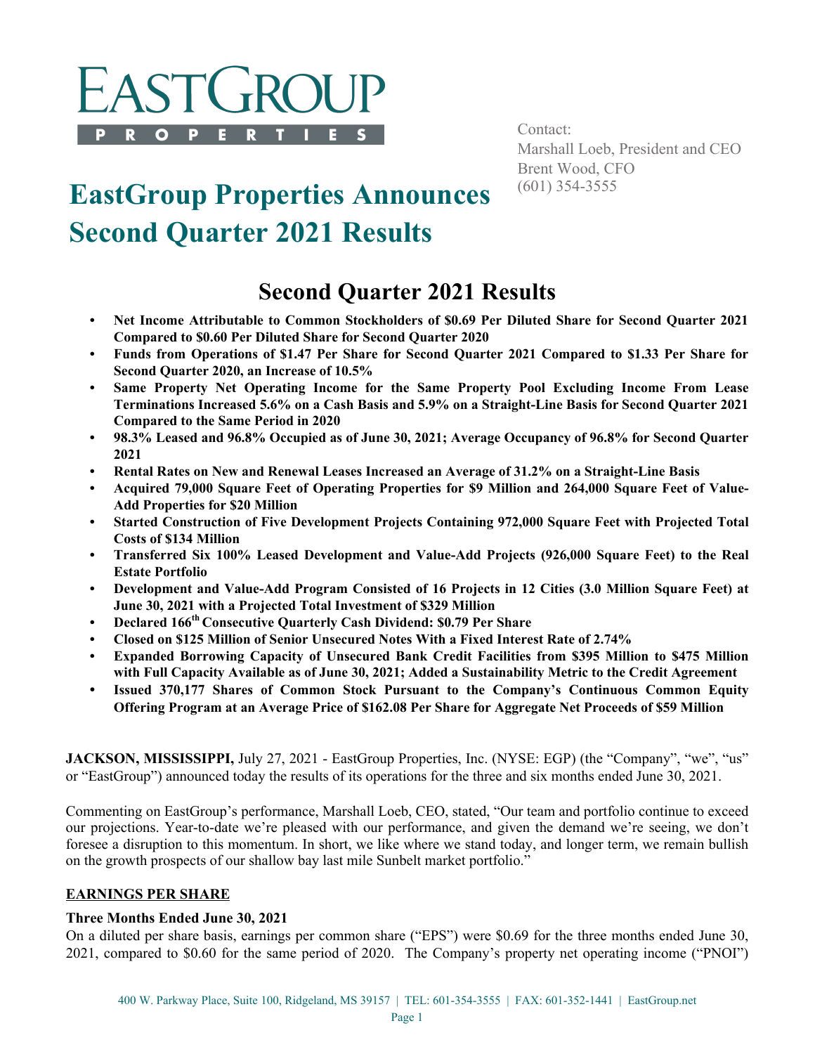# EASTGROUP PROPERTIES

Contact:
Marshall Loeb, President and CEO
Brent Wood, CFO
(601) 354-3555

# EastGroup Properties Announces Second Quarter 2021 Results

## Second Quarter 2021 Results

- **Net Income Attributable to Common Stockholders of $0.69 Per Diluted Share for Second Quarter 2021 Compared to $0.60 Per Diluted Share for Second Quarter 2020**
- **Funds from Operations of $1.47 Per Share for Second Quarter 2021 Compared to $1.33 Per Share for Second Quarter 2020, an Increase of 10.5%**
- **Same Property Net Operating Income for the Same Property Pool Excluding Income From Lease Terminations Increased 5.6% on a Cash Basis and 5.9% on a Straight-Line Basis for Second Quarter 2021 Compared to the Same Period in 2020**
- **98.3% Leased and 96.8% Occupied as of June 30, 2021; Average Occupancy of 96.8% for Second Quarter 2021**
- **Rental Rates on New and Renewal Leases Increased an Average of 31.2% on a Straight-Line Basis**
- **Acquired 79,000 Square Feet of Operating Properties for $9 Million and 264,000 Square Feet of Value-Add Properties for $20 Million**
- **Started Construction of Five Development Projects Containing 972,000 Square Feet with Projected Total Costs of $134 Million**
- **Transferred Six 100% Leased Development and Value-Add Projects (926,000 Square Feet) to the Real Estate Portfolio**
- **Development and Value-Add Program Consisted of 16 Projects in 12 Cities (3.0 Million Square Feet) at June 30, 2021 with a Projected Total Investment of $329 Million**
- **Declared 166th Consecutive Quarterly Cash Dividend: $0.79 Per Share**
- **Closed on $125 Million of Senior Unsecured Notes With a Fixed Interest Rate of 2.74%**
- **Expanded Borrowing Capacity of Unsecured Bank Credit Facilities from $395 Million to $475 Million with Full Capacity Available as of June 30, 2021; Added a Sustainability Metric to the Credit Agreement**
- **Issued 370,177 Shares of Common Stock Pursuant to the Company's Continuous Common Equity Offering Program at an Average Price of $162.08 Per Share for Aggregate Net Proceeds of $59 Million**

**JACKSON, MISSISSIPPI,** July 27, 2021 - EastGroup Properties, Inc. (NYSE: EGP) (the "Company", "we", "us" or "EastGroup") announced today the results of its operations for the three and six months ended June 30, 2021.

Commenting on EastGroup's performance, Marshall Loeb, CEO, stated, "Our team and portfolio continue to exceed our projections. Year-to-date we're pleased with our performance, and given the demand we're seeing, we don't foresee a disruption to this momentum. In short, we like where we stand today, and longer term, we remain bullish on the growth prospects of our shallow bay last mile Sunbelt market portfolio."

## EARNINGS PER SHARE

### Three Months Ended June 30, 2021

On a diluted per share basis, earnings per common share ("EPS") were $0.69 for the three months ended June 30, 2021, compared to $0.60 for the same period of 2020. The Company's property net operating income ("PNOI")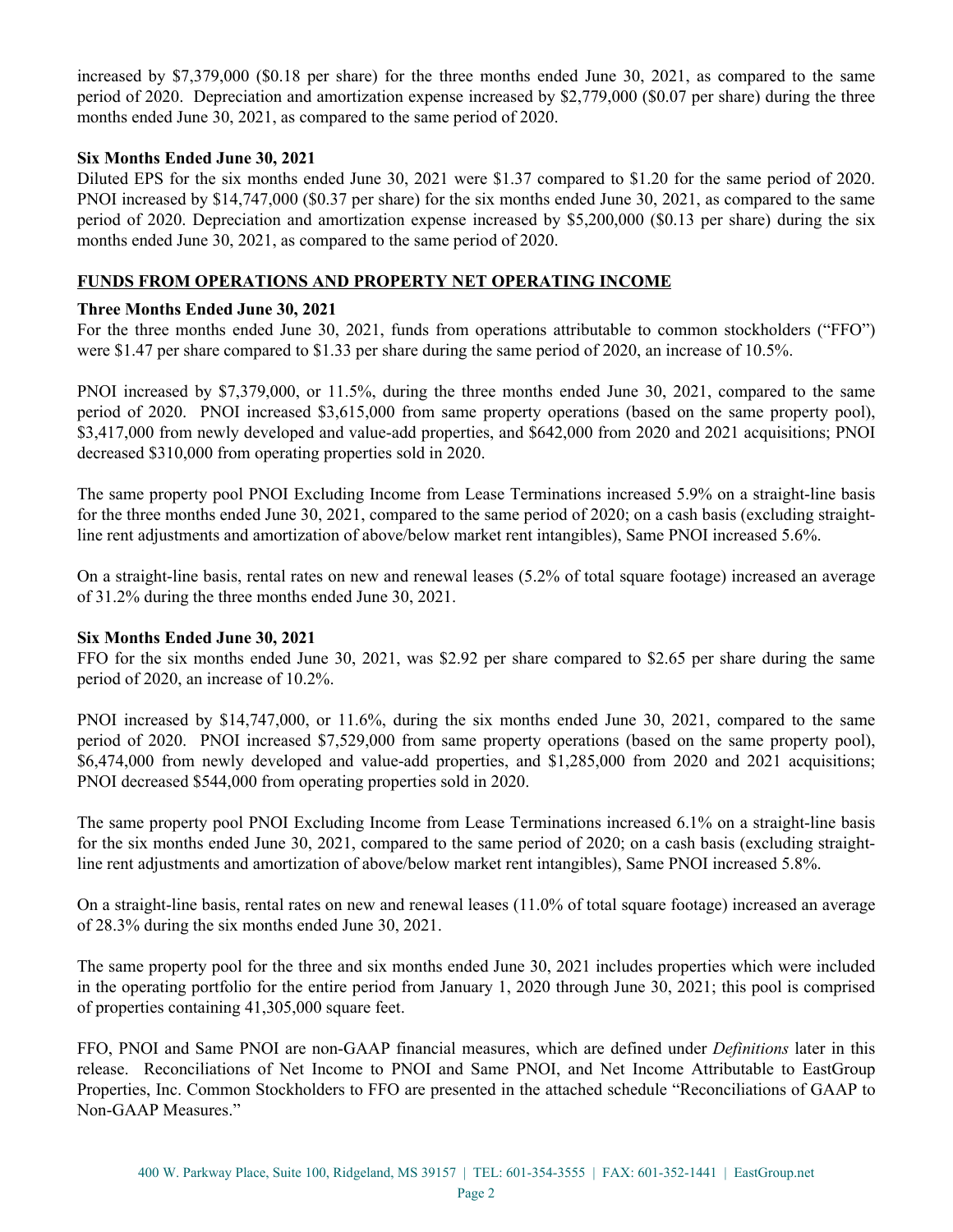increased by $7,379,000 ($0.18 per share) for the three months ended June 30, 2021, as compared to the same period of 2020. Depreciation and amortization expense increased by $2,779,000 ($0.07 per share) during the three months ended June 30, 2021, as compared to the same period of 2020.

**Six Months Ended June 30, 2021**

Diluted EPS for the six months ended June 30, 2021 were $1.37 compared to $1.20 for the same period of 2020. PNOI increased by $14,747,000 ($0.37 per share) for the six months ended June 30, 2021, as compared to the same period of 2020. Depreciation and amortization expense increased by $5,200,000 ($0.13 per share) during the six months ended June 30, 2021, as compared to the same period of 2020.

## FUNDS FROM OPERATIONS AND PROPERTY NET OPERATING INCOME

**Three Months Ended June 30, 2021**

For the three months ended June 30, 2021, funds from operations attributable to common stockholders ("FFO") were $1.47 per share compared to $1.33 per share during the same period of 2020, an increase of 10.5%.

PNOI increased by $7,379,000, or 11.5%, during the three months ended June 30, 2021, compared to the same period of 2020. PNOI increased $3,615,000 from same property operations (based on the same property pool), $3,417,000 from newly developed and value-add properties, and $642,000 from 2020 and 2021 acquisitions; PNOI decreased $310,000 from operating properties sold in 2020.

The same property pool PNOI Excluding Income from Lease Terminations increased 5.9% on a straight-line basis for the three months ended June 30, 2021, compared to the same period of 2020; on a cash basis (excluding straight-line rent adjustments and amortization of above/below market rent intangibles), Same PNOI increased 5.6%.

On a straight-line basis, rental rates on new and renewal leases (5.2% of total square footage) increased an average of 31.2% during the three months ended June 30, 2021.

**Six Months Ended June 30, 2021**

FFO for the six months ended June 30, 2021, was $2.92 per share compared to $2.65 per share during the same period of 2020, an increase of 10.2%.

PNOI increased by $14,747,000, or 11.6%, during the six months ended June 30, 2021, compared to the same period of 2020. PNOI increased $7,529,000 from same property operations (based on the same property pool), $6,474,000 from newly developed and value-add properties, and $1,285,000 from 2020 and 2021 acquisitions; PNOI decreased $544,000 from operating properties sold in 2020.

The same property pool PNOI Excluding Income from Lease Terminations increased 6.1% on a straight-line basis for the six months ended June 30, 2021, compared to the same period of 2020; on a cash basis (excluding straight-line rent adjustments and amortization of above/below market rent intangibles), Same PNOI increased 5.8%.

On a straight-line basis, rental rates on new and renewal leases (11.0% of total square footage) increased an average of 28.3% during the six months ended June 30, 2021.

The same property pool for the three and six months ended June 30, 2021 includes properties which were included in the operating portfolio for the entire period from January 1, 2020 through June 30, 2021; this pool is comprised of properties containing 41,305,000 square feet.

FFO, PNOI and Same PNOI are non-GAAP financial measures, which are defined under *Definitions* later in this release. Reconciliations of Net Income to PNOI and Same PNOI, and Net Income Attributable to EastGroup Properties, Inc. Common Stockholders to FFO are presented in the attached schedule "Reconciliations of GAAP to Non-GAAP Measures."

400 W. Parkway Place, Suite 100, Ridgeland, MS 39157 | TEL: 601-354-3555 | FAX: 601-352-1441 | EastGroup.net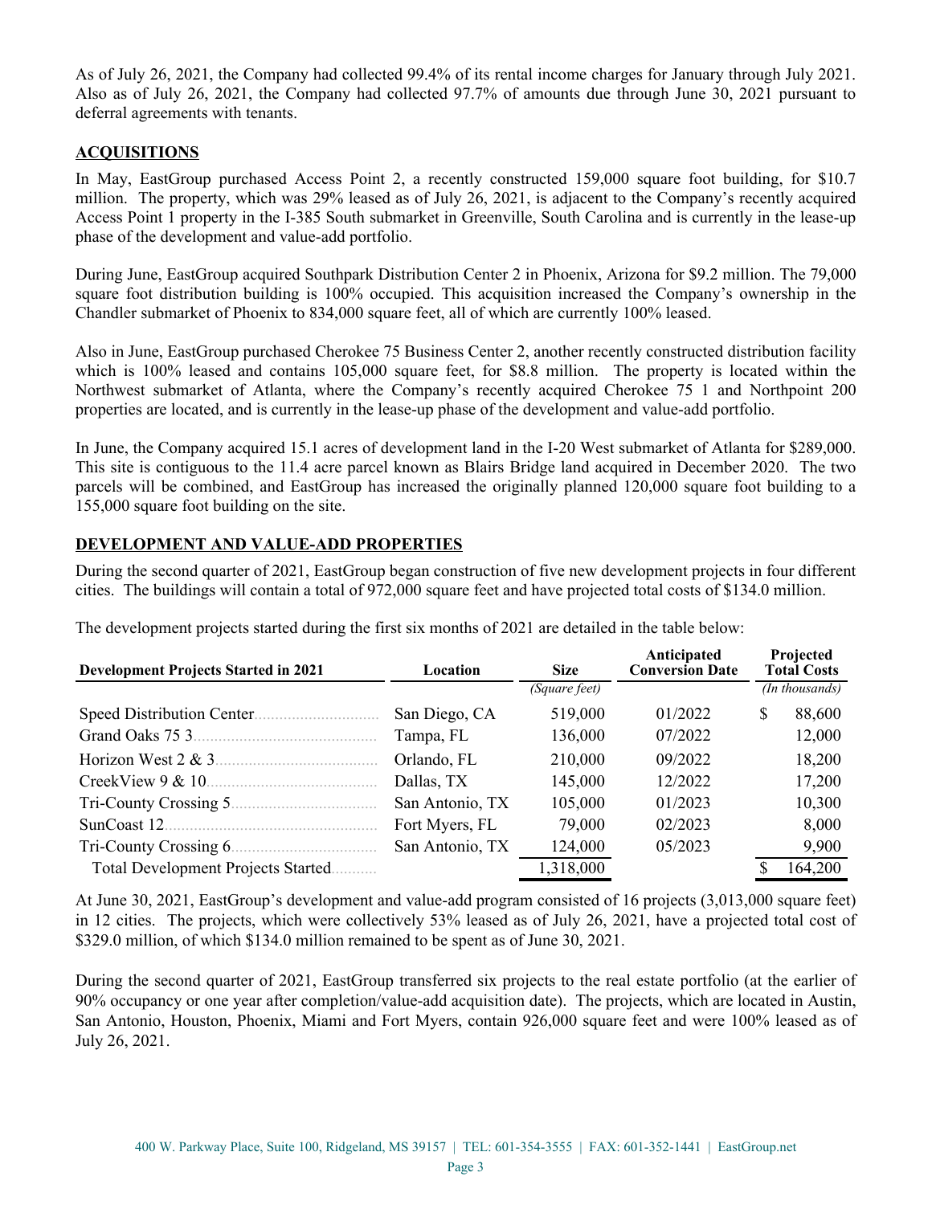As of July 26, 2021, the Company had collected 99.4% of its rental income charges for January through July 2021. Also as of July 26, 2021, the Company had collected 97.7% of amounts due through June 30, 2021 pursuant to deferral agreements with tenants.

## ACQUISITIONS

In May, EastGroup purchased Access Point 2, a recently constructed 159,000 square foot building, for $10.7 million. The property, which was 29% leased as of July 26, 2021, is adjacent to the Company's recently acquired Access Point 1 property in the I-385 South submarket in Greenville, South Carolina and is currently in the lease-up phase of the development and value-add portfolio.

During June, EastGroup acquired Southpark Distribution Center 2 in Phoenix, Arizona for $9.2 million. The 79,000 square foot distribution building is 100% occupied. This acquisition increased the Company's ownership in the Chandler submarket of Phoenix to 834,000 square feet, all of which are currently 100% leased.

Also in June, EastGroup purchased Cherokee 75 Business Center 2, another recently constructed distribution facility which is 100% leased and contains 105,000 square feet, for $8.8 million. The property is located within the Northwest submarket of Atlanta, where the Company's recently acquired Cherokee 75 1 and Northpoint 200 properties are located, and is currently in the lease-up phase of the development and value-add portfolio.

In June, the Company acquired 15.1 acres of development land in the I-20 West submarket of Atlanta for $289,000. This site is contiguous to the 11.4 acre parcel known as Blairs Bridge land acquired in December 2020. The two parcels will be combined, and EastGroup has increased the originally planned 120,000 square foot building to a 155,000 square foot building on the site.

## DEVELOPMENT AND VALUE-ADD PROPERTIES

During the second quarter of 2021, EastGroup began construction of five new development projects in four different cities. The buildings will contain a total of 972,000 square feet and have projected total costs of $134.0 million.

The development projects started during the first six months of 2021 are detailed in the table below:

| Development Projects Started in 2021 | Location | Size | Anticipated Conversion Date | Projected Total Costs |
|---|---|---|---|---|
| | | *(Square feet)* | | *(In thousands)* |
| Speed Distribution Center | San Diego, CA | 519,000 | 01/2022 | $ 88,600 |
| Grand Oaks 75 3 | Tampa, FL | 136,000 | 07/2022 | 12,000 |
| Horizon West 2 & 3 | Orlando, FL | 210,000 | 09/2022 | 18,200 |
| CreekView 9 & 10 | Dallas, TX | 145,000 | 12/2022 | 17,200 |
| Tri-County Crossing 5 | San Antonio, TX | 105,000 | 01/2023 | 10,300 |
| SunCoast 12 | Fort Myers, FL | 79,000 | 02/2023 | 8,000 |
| Tri-County Crossing 6 | San Antonio, TX | 124,000 | 05/2023 | 9,900 |
| Total Development Projects Started | | 1,318,000 | | $ 164,200 |

At June 30, 2021, EastGroup's development and value-add program consisted of 16 projects (3,013,000 square feet) in 12 cities. The projects, which were collectively 53% leased as of July 26, 2021, have a projected total cost of $329.0 million, of which $134.0 million remained to be spent as of June 30, 2021.

During the second quarter of 2021, EastGroup transferred six projects to the real estate portfolio (at the earlier of 90% occupancy or one year after completion/value-add acquisition date). The projects, which are located in Austin, San Antonio, Houston, Phoenix, Miami and Fort Myers, contain 926,000 square feet and were 100% leased as of July 26, 2021.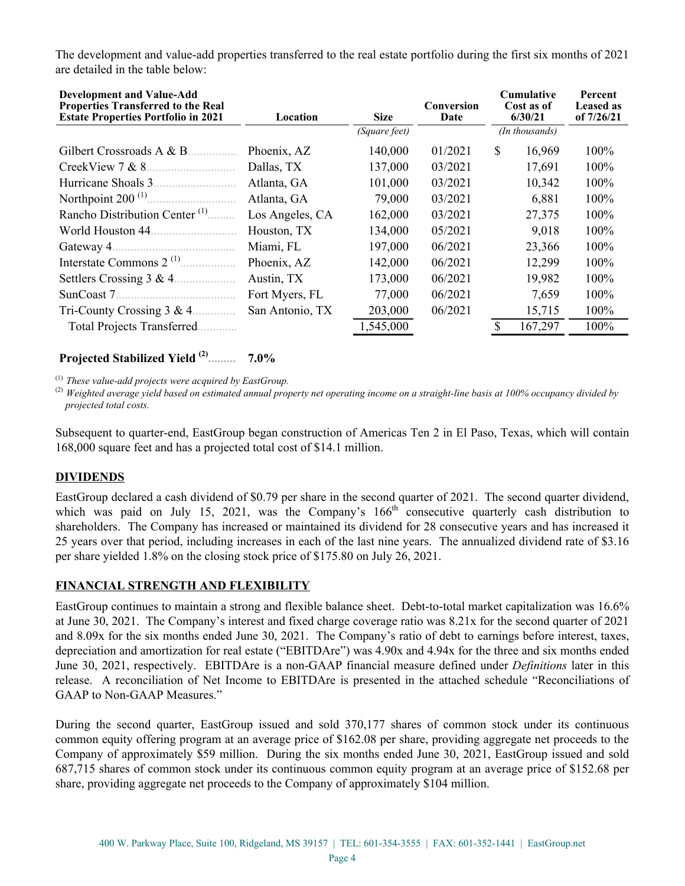The development and value-add properties transferred to the real estate portfolio during the first six months of 2021 are detailed in the table below:

| Development and Value-Add Properties Transferred to the Real Estate Properties Portfolio in 2021 | Location | Size | Conversion Date | Cumulative Cost as of 6/30/21 | Percent Leased as of 7/26/21 |
|---|---|---|---|---|---|
| | | (Square feet) | | (In thousands) | |
| Gilbert Crossroads A & B | Phoenix, AZ | 140,000 | 01/2021 | $ 16,969 | 100% |
| CreekView 7 & 8 | Dallas, TX | 137,000 | 03/2021 | 17,691 | 100% |
| Hurricane Shoals 3 | Atlanta, GA | 101,000 | 03/2021 | 10,342 | 100% |
| Northpoint 200 (1) | Atlanta, GA | 79,000 | 03/2021 | 6,881 | 100% |
| Rancho Distribution Center (1) | Los Angeles, CA | 162,000 | 03/2021 | 27,375 | 100% |
| World Houston 44 | Houston, TX | 134,000 | 05/2021 | 9,018 | 100% |
| Gateway 4 | Miami, FL | 197,000 | 06/2021 | 23,366 | 100% |
| Interstate Commons 2 (1) | Phoenix, AZ | 142,000 | 06/2021 | 12,299 | 100% |
| Settlers Crossing 3 & 4 | Austin, TX | 173,000 | 06/2021 | 19,982 | 100% |
| SunCoast 7 | Fort Myers, FL | 77,000 | 06/2021 | 7,659 | 100% |
| Tri-County Crossing 3 & 4 | San Antonio, TX | 203,000 | 06/2021 | 15,715 | 100% |
| Total Projects Transferred | | 1,545,000 | | $ 167,297 | 100% |

**Projected Stabilized Yield (2)** **7.0%**

(1) *These value-add projects were acquired by EastGroup.*
(2) *Weighted average yield based on estimated annual property net operating income on a straight-line basis at 100% occupancy divided by projected total costs.*

Subsequent to quarter-end, EastGroup began construction of Americas Ten 2 in El Paso, Texas, which will contain 168,000 square feet and has a projected total cost of $14.1 million.

## DIVIDENDS

EastGroup declared a cash dividend of $0.79 per share in the second quarter of 2021. The second quarter dividend, which was paid on July 15, 2021, was the Company's 166th consecutive quarterly cash distribution to shareholders. The Company has increased or maintained its dividend for 28 consecutive years and has increased it 25 years over that period, including increases in each of the last nine years. The annualized dividend rate of $3.16 per share yielded 1.8% on the closing stock price of $175.80 on July 26, 2021.

## FINANCIAL STRENGTH AND FLEXIBILITY

EastGroup continues to maintain a strong and flexible balance sheet. Debt-to-total market capitalization was 16.6% at June 30, 2021. The Company's interest and fixed charge coverage ratio was 8.21x for the second quarter of 2021 and 8.09x for the six months ended June 30, 2021. The Company's ratio of debt to earnings before interest, taxes, depreciation and amortization for real estate ("EBITDAre") was 4.90x and 4.94x for the three and six months ended June 30, 2021, respectively. EBITDAre is a non-GAAP financial measure defined under *Definitions* later in this release. A reconciliation of Net Income to EBITDAre is presented in the attached schedule "Reconciliations of GAAP to Non-GAAP Measures."

During the second quarter, EastGroup issued and sold 370,177 shares of common stock under its continuous common equity offering program at an average price of $162.08 per share, providing aggregate net proceeds to the Company of approximately $59 million. During the six months ended June 30, 2021, EastGroup issued and sold 687,715 shares of common stock under its continuous common equity program at an average price of $152.68 per share, providing aggregate net proceeds to the Company of approximately $104 million.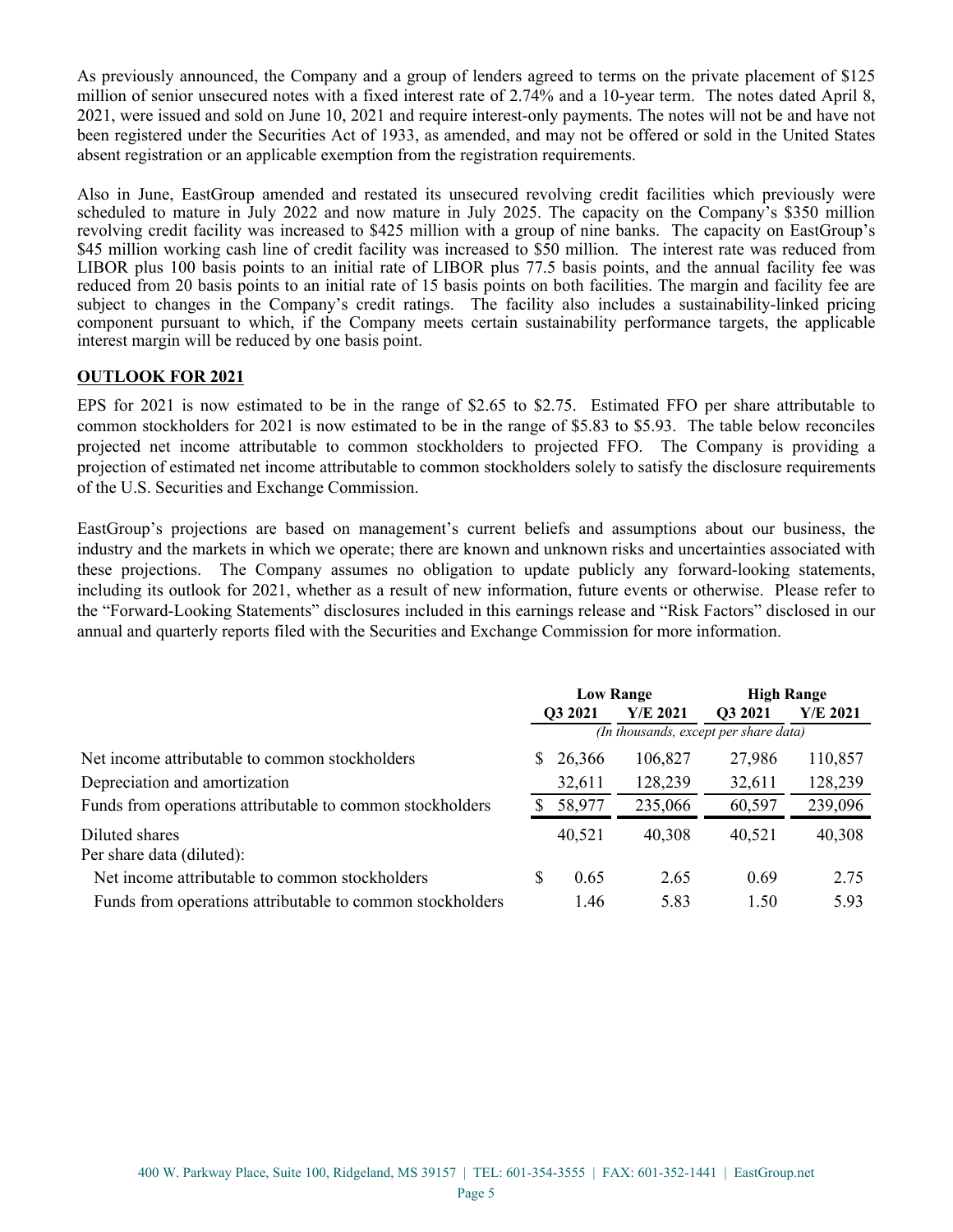As previously announced, the Company and a group of lenders agreed to terms on the private placement of $125 million of senior unsecured notes with a fixed interest rate of 2.74% and a 10-year term. The notes dated April 8, 2021, were issued and sold on June 10, 2021 and require interest-only payments. The notes will not be and have not been registered under the Securities Act of 1933, as amended, and may not be offered or sold in the United States absent registration or an applicable exemption from the registration requirements.

Also in June, EastGroup amended and restated its unsecured revolving credit facilities which previously were scheduled to mature in July 2022 and now mature in July 2025. The capacity on the Company's $350 million revolving credit facility was increased to $425 million with a group of nine banks. The capacity on EastGroup's $45 million working cash line of credit facility was increased to $50 million. The interest rate was reduced from LIBOR plus 100 basis points to an initial rate of LIBOR plus 77.5 basis points, and the annual facility fee was reduced from 20 basis points to an initial rate of 15 basis points on both facilities. The margin and facility fee are subject to changes in the Company's credit ratings. The facility also includes a sustainability-linked pricing component pursuant to which, if the Company meets certain sustainability performance targets, the applicable interest margin will be reduced by one basis point.

**OUTLOOK FOR 2021**

EPS for 2021 is now estimated to be in the range of $2.65 to $2.75. Estimated FFO per share attributable to common stockholders for 2021 is now estimated to be in the range of $5.83 to $5.93. The table below reconciles projected net income attributable to common stockholders to projected FFO. The Company is providing a projection of estimated net income attributable to common stockholders solely to satisfy the disclosure requirements of the U.S. Securities and Exchange Commission.

EastGroup's projections are based on management's current beliefs and assumptions about our business, the industry and the markets in which we operate; there are known and unknown risks and uncertainties associated with these projections. The Company assumes no obligation to update publicly any forward-looking statements, including its outlook for 2021, whether as a result of new information, future events or otherwise. Please refer to the "Forward-Looking Statements" disclosures included in this earnings release and "Risk Factors" disclosed in our annual and quarterly reports filed with the Securities and Exchange Commission for more information.

| | Low Range | | High Range | |
|---|---|---|---|---|
| | Q3 2021 | Y/E 2021 | Q3 2021 | Y/E 2021 |
| | *(In thousands, except per share data)* | | | |
| Net income attributable to common stockholders | $ 26,366 | 106,827 | 27,986 | 110,857 |
| Depreciation and amortization | 32,611 | 128,239 | 32,611 | 128,239 |
| Funds from operations attributable to common stockholders | $ 58,977 | 235,066 | 60,597 | 239,096 |
| Diluted shares | 40,521 | 40,308 | 40,521 | 40,308 |
| Per share data (diluted): | | | | |
| Net income attributable to common stockholders | $ 0.65 | 2.65 | 0.69 | 2.75 |
| Funds from operations attributable to common stockholders | 1.46 | 5.83 | 1.50 | 5.93 |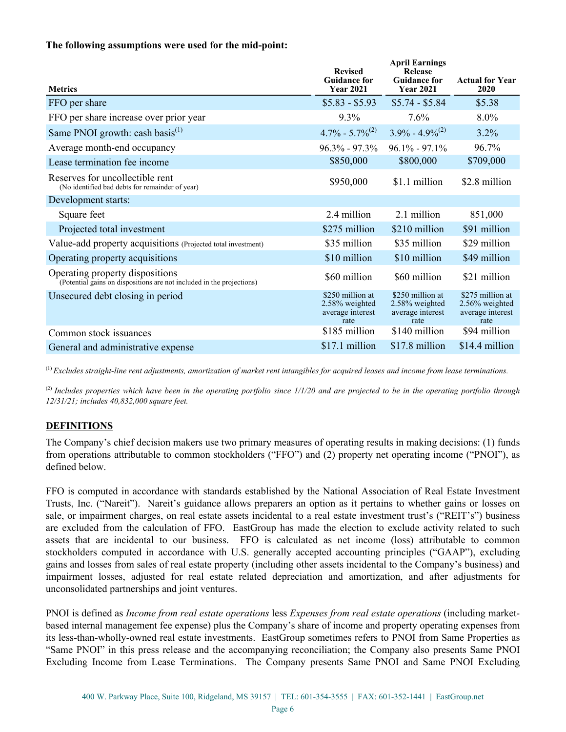**The following assumptions were used for the mid-point:**

| Metrics | Revised Guidance for Year 2021 | April Earnings Release Guidance for Year 2021 | Actual for Year 2020 |
|---|---|---|---|
| FFO per share | $5.83 - $5.93 | $5.74 - $5.84 | $5.38 |
| FFO per share increase over prior year | 9.3% | 7.6% | 8.0% |
| Same PNOI growth: cash basis[(1)] | 4.7% - 5.7%[(2)] | 3.9% - 4.9%[(2)] | 3.2% |
| Average month-end occupancy | 96.3% - 97.3% | 96.1% - 97.1% | 96.7% |
| Lease termination fee income | $850,000 | $800,000 | $709,000 |
| Reserves for uncollectible rent (No identified bad debts for remainder of year) | $950,000 | $1.1 million | $2.8 million |
| Development starts: | | | |
| Square feet | 2.4 million | 2.1 million | 851,000 |
| Projected total investment | $275 million | $210 million | $91 million |
| Value-add property acquisitions (Projected total investment) | $35 million | $35 million | $29 million |
| Operating property acquisitions | $10 million | $10 million | $49 million |
| Operating property dispositions (Potential gains on dispositions are not included in the projections) | $60 million | $60 million | $21 million |
| Unsecured debt closing in period | $250 million at 2.58% weighted average interest rate | $250 million at 2.58% weighted average interest rate | $275 million at 2.56% weighted average interest rate |
| Common stock issuances | $185 million | $140 million | $94 million |
| General and administrative expense | $17.1 million | $17.8 million | $14.4 million |

[(1)] *Excludes straight-line rent adjustments, amortization of market rent intangibles for acquired leases and income from lease terminations.*

[(2)] *Includes properties which have been in the operating portfolio since 1/1/20 and are projected to be in the operating portfolio through 12/31/21; includes 40,832,000 square feet.*

## DEFINITIONS

The Company's chief decision makers use two primary measures of operating results in making decisions: (1) funds from operations attributable to common stockholders ("FFO") and (2) property net operating income ("PNOI"), as defined below.

FFO is computed in accordance with standards established by the National Association of Real Estate Investment Trusts, Inc. ("Nareit"). Nareit's guidance allows preparers an option as it pertains to whether gains or losses on sale, or impairment charges, on real estate assets incidental to a real estate investment trust's ("REIT's") business are excluded from the calculation of FFO. EastGroup has made the election to exclude activity related to such assets that are incidental to our business. FFO is calculated as net income (loss) attributable to common stockholders computed in accordance with U.S. generally accepted accounting principles ("GAAP"), excluding gains and losses from sales of real estate property (including other assets incidental to the Company's business) and impairment losses, adjusted for real estate related depreciation and amortization, and after adjustments for unconsolidated partnerships and joint ventures.

PNOI is defined as *Income from real estate operations* less *Expenses from real estate operations* (including market-based internal management fee expense) plus the Company's share of income and property operating expenses from its less-than-wholly-owned real estate investments. EastGroup sometimes refers to PNOI from Same Properties as "Same PNOI" in this press release and the accompanying reconciliation; the Company also presents Same PNOI Excluding Income from Lease Terminations. The Company presents Same PNOI and Same PNOI Excluding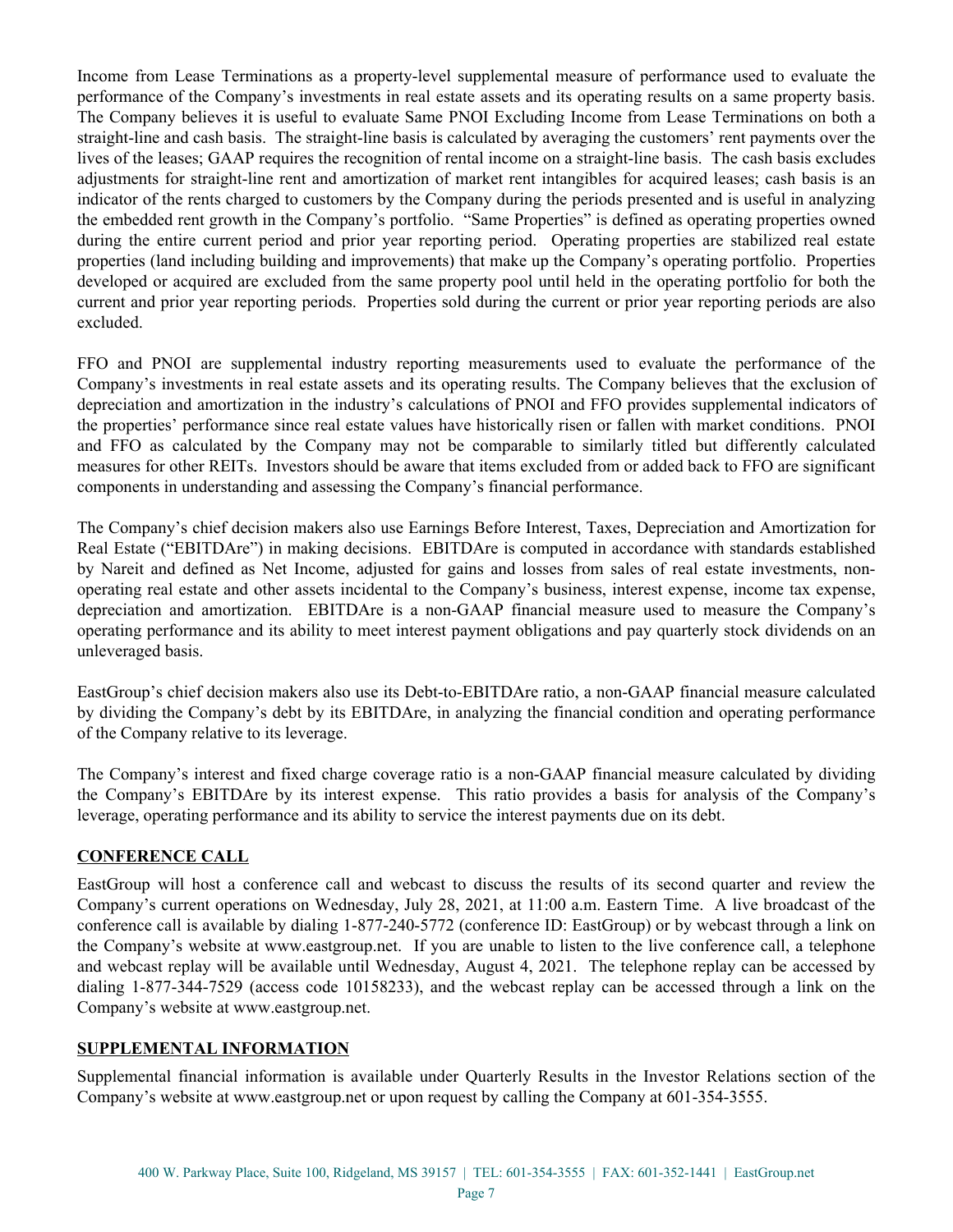Income from Lease Terminations as a property-level supplemental measure of performance used to evaluate the performance of the Company's investments in real estate assets and its operating results on a same property basis. The Company believes it is useful to evaluate Same PNOI Excluding Income from Lease Terminations on both a straight-line and cash basis. The straight-line basis is calculated by averaging the customers' rent payments over the lives of the leases; GAAP requires the recognition of rental income on a straight-line basis. The cash basis excludes adjustments for straight-line rent and amortization of market rent intangibles for acquired leases; cash basis is an indicator of the rents charged to customers by the Company during the periods presented and is useful in analyzing the embedded rent growth in the Company's portfolio. "Same Properties" is defined as operating properties owned during the entire current period and prior year reporting period. Operating properties are stabilized real estate properties (land including building and improvements) that make up the Company's operating portfolio. Properties developed or acquired are excluded from the same property pool until held in the operating portfolio for both the current and prior year reporting periods. Properties sold during the current or prior year reporting periods are also excluded.

FFO and PNOI are supplemental industry reporting measurements used to evaluate the performance of the Company's investments in real estate assets and its operating results. The Company believes that the exclusion of depreciation and amortization in the industry's calculations of PNOI and FFO provides supplemental indicators of the properties' performance since real estate values have historically risen or fallen with market conditions. PNOI and FFO as calculated by the Company may not be comparable to similarly titled but differently calculated measures for other REITs. Investors should be aware that items excluded from or added back to FFO are significant components in understanding and assessing the Company's financial performance.

The Company's chief decision makers also use Earnings Before Interest, Taxes, Depreciation and Amortization for Real Estate ("EBITDAre") in making decisions. EBITDAre is computed in accordance with standards established by Nareit and defined as Net Income, adjusted for gains and losses from sales of real estate investments, non-operating real estate and other assets incidental to the Company's business, interest expense, income tax expense, depreciation and amortization. EBITDAre is a non-GAAP financial measure used to measure the Company's operating performance and its ability to meet interest payment obligations and pay quarterly stock dividends on an unleveraged basis.

EastGroup's chief decision makers also use its Debt-to-EBITDAre ratio, a non-GAAP financial measure calculated by dividing the Company's debt by its EBITDAre, in analyzing the financial condition and operating performance of the Company relative to its leverage.

The Company's interest and fixed charge coverage ratio is a non-GAAP financial measure calculated by dividing the Company's EBITDAre by its interest expense. This ratio provides a basis for analysis of the Company's leverage, operating performance and its ability to service the interest payments due on its debt.

## CONFERENCE CALL

EastGroup will host a conference call and webcast to discuss the results of its second quarter and review the Company's current operations on Wednesday, July 28, 2021, at 11:00 a.m. Eastern Time. A live broadcast of the conference call is available by dialing 1-877-240-5772 (conference ID: EastGroup) or by webcast through a link on the Company's website at www.eastgroup.net. If you are unable to listen to the live conference call, a telephone and webcast replay will be available until Wednesday, August 4, 2021. The telephone replay can be accessed by dialing 1-877-344-7529 (access code 10158233), and the webcast replay can be accessed through a link on the Company's website at www.eastgroup.net.

## SUPPLEMENTAL INFORMATION

Supplemental financial information is available under Quarterly Results in the Investor Relations section of the Company's website at www.eastgroup.net or upon request by calling the Company at 601-354-3555.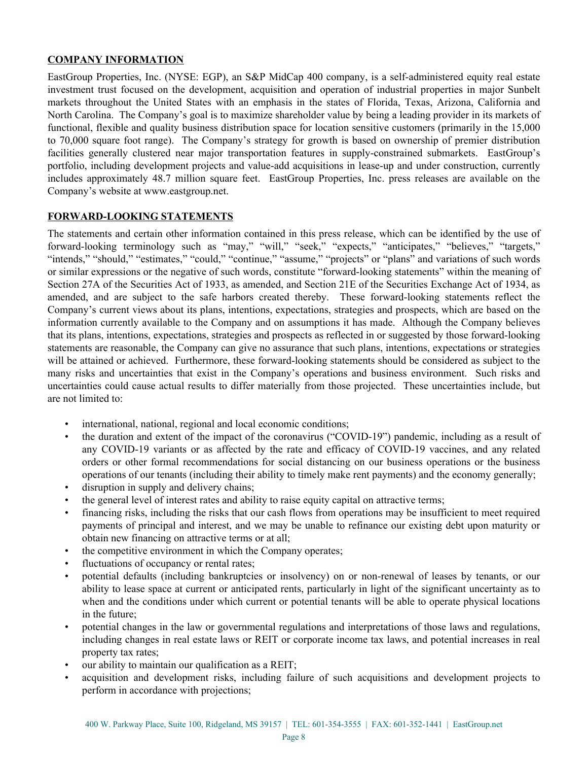## COMPANY INFORMATION

EastGroup Properties, Inc. (NYSE: EGP), an S&P MidCap 400 company, is a self-administered equity real estate investment trust focused on the development, acquisition and operation of industrial properties in major Sunbelt markets throughout the United States with an emphasis in the states of Florida, Texas, Arizona, California and North Carolina. The Company's goal is to maximize shareholder value by being a leading provider in its markets of functional, flexible and quality business distribution space for location sensitive customers (primarily in the 15,000 to 70,000 square foot range). The Company's strategy for growth is based on ownership of premier distribution facilities generally clustered near major transportation features in supply-constrained submarkets. EastGroup's portfolio, including development projects and value-add acquisitions in lease-up and under construction, currently includes approximately 48.7 million square feet. EastGroup Properties, Inc. press releases are available on the Company's website at www.eastgroup.net.

## FORWARD-LOOKING STATEMENTS

The statements and certain other information contained in this press release, which can be identified by the use of forward-looking terminology such as "may," "will," "seek," "expects," "anticipates," "believes," "targets," "intends," "should," "estimates," "could," "continue," "assume," "projects" or "plans" and variations of such words or similar expressions or the negative of such words, constitute "forward-looking statements" within the meaning of Section 27A of the Securities Act of 1933, as amended, and Section 21E of the Securities Exchange Act of 1934, as amended, and are subject to the safe harbors created thereby. These forward-looking statements reflect the Company's current views about its plans, intentions, expectations, strategies and prospects, which are based on the information currently available to the Company and on assumptions it has made. Although the Company believes that its plans, intentions, expectations, strategies and prospects as reflected in or suggested by those forward-looking statements are reasonable, the Company can give no assurance that such plans, intentions, expectations or strategies will be attained or achieved. Furthermore, these forward-looking statements should be considered as subject to the many risks and uncertainties that exist in the Company's operations and business environment. Such risks and uncertainties could cause actual results to differ materially from those projected. These uncertainties include, but are not limited to:

- international, national, regional and local economic conditions;
- the duration and extent of the impact of the coronavirus ("COVID-19") pandemic, including as a result of any COVID-19 variants or as affected by the rate and efficacy of COVID-19 vaccines, and any related orders or other formal recommendations for social distancing on our business operations or the business operations of our tenants (including their ability to timely make rent payments) and the economy generally;
- disruption in supply and delivery chains;
- the general level of interest rates and ability to raise equity capital on attractive terms;
- financing risks, including the risks that our cash flows from operations may be insufficient to meet required payments of principal and interest, and we may be unable to refinance our existing debt upon maturity or obtain new financing on attractive terms or at all;
- the competitive environment in which the Company operates;
- fluctuations of occupancy or rental rates;
- potential defaults (including bankruptcies or insolvency) on or non-renewal of leases by tenants, or our ability to lease space at current or anticipated rents, particularly in light of the significant uncertainty as to when and the conditions under which current or potential tenants will be able to operate physical locations in the future;
- potential changes in the law or governmental regulations and interpretations of those laws and regulations, including changes in real estate laws or REIT or corporate income tax laws, and potential increases in real property tax rates;
- our ability to maintain our qualification as a REIT;
- acquisition and development risks, including failure of such acquisitions and development projects to perform in accordance with projections;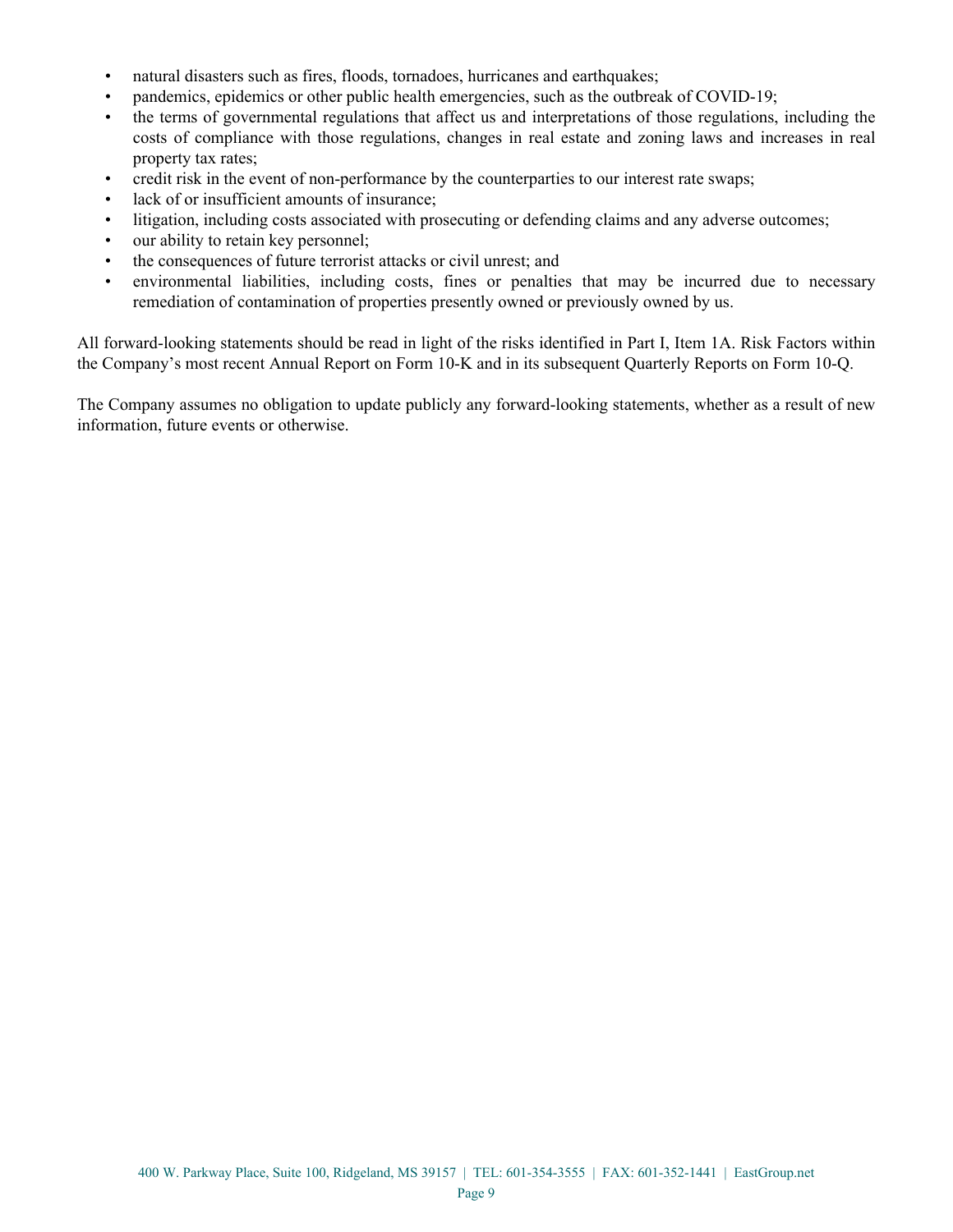- natural disasters such as fires, floods, tornadoes, hurricanes and earthquakes;
- pandemics, epidemics or other public health emergencies, such as the outbreak of COVID-19;
- the terms of governmental regulations that affect us and interpretations of those regulations, including the costs of compliance with those regulations, changes in real estate and zoning laws and increases in real property tax rates;
- credit risk in the event of non-performance by the counterparties to our interest rate swaps;
- lack of or insufficient amounts of insurance;
- litigation, including costs associated with prosecuting or defending claims and any adverse outcomes;
- our ability to retain key personnel;
- the consequences of future terrorist attacks or civil unrest; and
- environmental liabilities, including costs, fines or penalties that may be incurred due to necessary remediation of contamination of properties presently owned or previously owned by us.

All forward-looking statements should be read in light of the risks identified in Part I, Item 1A. Risk Factors within the Company's most recent Annual Report on Form 10-K and in its subsequent Quarterly Reports on Form 10-Q.

The Company assumes no obligation to update publicly any forward-looking statements, whether as a result of new information, future events or otherwise.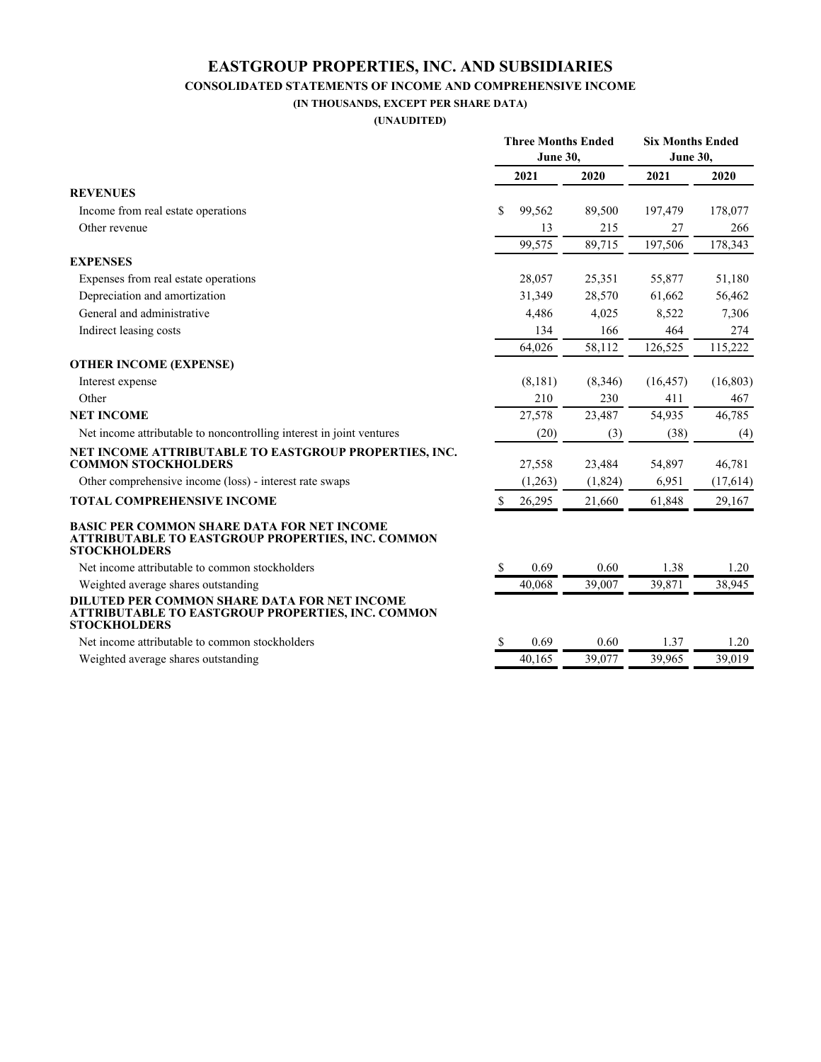# EASTGROUP PROPERTIES, INC. AND SUBSIDIARIES

## CONSOLIDATED STATEMENTS OF INCOME AND COMPREHENSIVE INCOME

**(IN THOUSANDS, EXCEPT PER SHARE DATA)**

**(UNAUDITED)**

| | Three Months Ended June 30, | | Six Months Ended June 30, | |
|---|---|---|---|---|
| | 2021 | 2020 | 2021 | 2020 |
| **REVENUES** | | | | |
| Income from real estate operations | $ 99,562 | 89,500 | 197,479 | 178,077 |
| Other revenue | 13 | 215 | 27 | 266 |
| | 99,575 | 89,715 | 197,506 | 178,343 |
| **EXPENSES** | | | | |
| Expenses from real estate operations | 28,057 | 25,351 | 55,877 | 51,180 |
| Depreciation and amortization | 31,349 | 28,570 | 61,662 | 56,462 |
| General and administrative | 4,486 | 4,025 | 8,522 | 7,306 |
| Indirect leasing costs | 134 | 166 | 464 | 274 |
| | 64,026 | 58,112 | 126,525 | 115,222 |
| **OTHER INCOME (EXPENSE)** | | | | |
| Interest expense | (8,181) | (8,346) | (16,457) | (16,803) |
| Other | 210 | 230 | 411 | 467 |
| **NET INCOME** | 27,578 | 23,487 | 54,935 | 46,785 |
| Net income attributable to noncontrolling interest in joint ventures | (20) | (3) | (38) | (4) |
| **NET INCOME ATTRIBUTABLE TO EASTGROUP PROPERTIES, INC. COMMON STOCKHOLDERS** | 27,558 | 23,484 | 54,897 | 46,781 |
| Other comprehensive income (loss) - interest rate swaps | (1,263) | (1,824) | 6,951 | (17,614) |
| **TOTAL COMPREHENSIVE INCOME** | $ 26,295 | 21,660 | 61,848 | 29,167 |
| **BASIC PER COMMON SHARE DATA FOR NET INCOME ATTRIBUTABLE TO EASTGROUP PROPERTIES, INC. COMMON STOCKHOLDERS** | | | | |
| Net income attributable to common stockholders | $ 0.69 | 0.60 | 1.38 | 1.20 |
| Weighted average shares outstanding | 40,068 | 39,007 | 39,871 | 38,945 |
| **DILUTED PER COMMON SHARE DATA FOR NET INCOME ATTRIBUTABLE TO EASTGROUP PROPERTIES, INC. COMMON STOCKHOLDERS** | | | | |
| Net income attributable to common stockholders | $ 0.69 | 0.60 | 1.37 | 1.20 |
| Weighted average shares outstanding | 40,165 | 39,077 | 39,965 | 39,019 |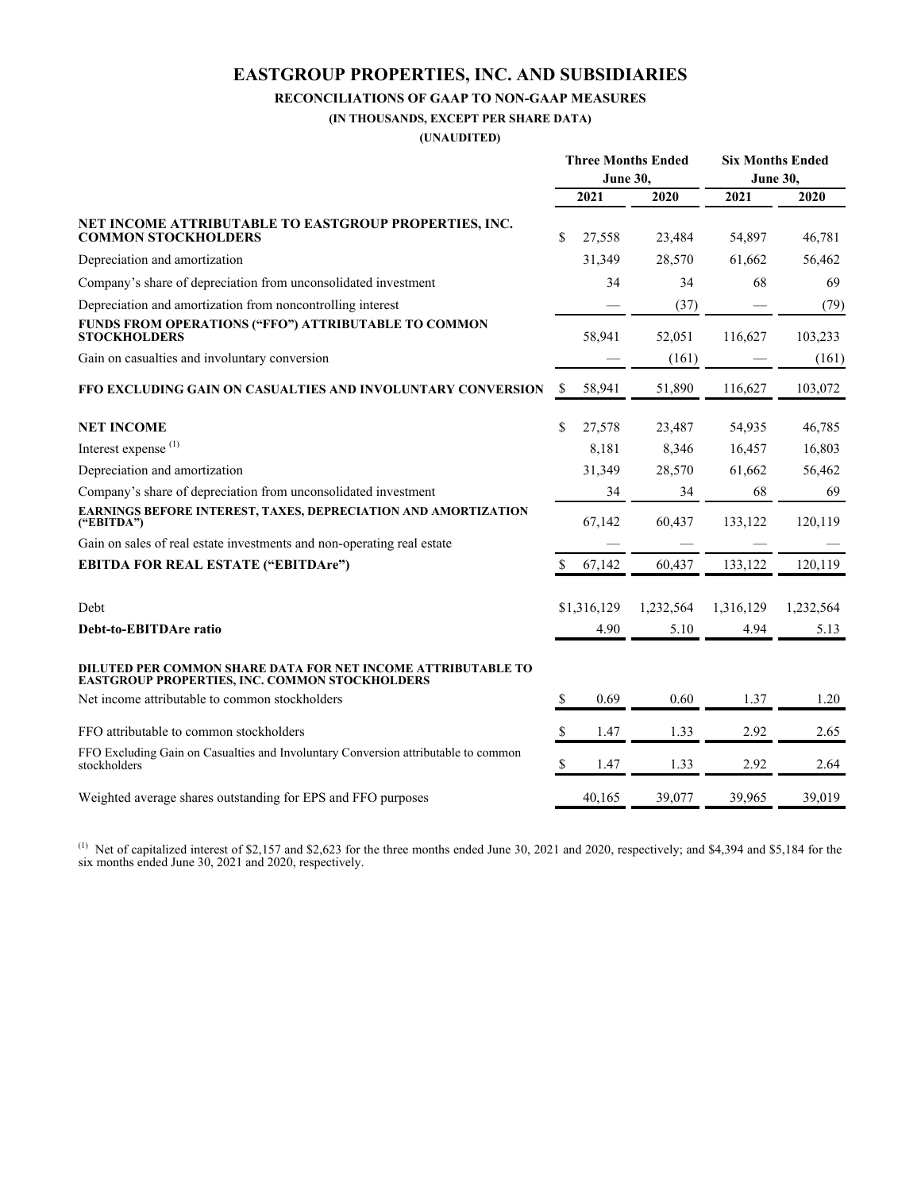# EASTGROUP PROPERTIES, INC. AND SUBSIDIARIES

**RECONCILIATIONS OF GAAP TO NON-GAAP MEASURES**

**(IN THOUSANDS, EXCEPT PER SHARE DATA)**

**(UNAUDITED)**

| | Three Months Ended June 30, | | Six Months Ended June 30, | |
|---|---|---|---|---|
| | **2021** | **2020** | **2021** | **2020** |
| **NET INCOME ATTRIBUTABLE TO EASTGROUP PROPERTIES, INC. COMMON STOCKHOLDERS** | $ 27,558 | 23,484 | 54,897 | 46,781 |
| Depreciation and amortization | 31,349 | 28,570 | 61,662 | 56,462 |
| Company's share of depreciation from unconsolidated investment | 34 | 34 | 68 | 69 |
| Depreciation and amortization from noncontrolling interest | — | (37) | — | (79) |
| **FUNDS FROM OPERATIONS ("FFO") ATTRIBUTABLE TO COMMON STOCKHOLDERS** | 58,941 | 52,051 | 116,627 | 103,233 |
| Gain on casualties and involuntary conversion | — | (161) | — | (161) |
| **FFO EXCLUDING GAIN ON CASUALTIES AND INVOLUNTARY CONVERSION** | $ 58,941 | 51,890 | 116,627 | 103,072 |
| | | | | |
| **NET INCOME** | $ 27,578 | 23,487 | 54,935 | 46,785 |
| Interest expense [(1)] | 8,181 | 8,346 | 16,457 | 16,803 |
| Depreciation and amortization | 31,349 | 28,570 | 61,662 | 56,462 |
| Company's share of depreciation from unconsolidated investment | 34 | 34 | 68 | 69 |
| **EARNINGS BEFORE INTEREST, TAXES, DEPRECIATION AND AMORTIZATION ("EBITDA")** | 67,142 | 60,437 | 133,122 | 120,119 |
| Gain on sales of real estate investments and non-operating real estate | — | — | — | — |
| **EBITDA FOR REAL ESTATE ("EBITDAre")** | $ 67,142 | 60,437 | 133,122 | 120,119 |
| | | | | |
| Debt | $1,316,129 | 1,232,564 | 1,316,129 | 1,232,564 |
| **Debt-to-EBITDAre ratio** | 4.90 | 5.10 | 4.94 | 5.13 |
| | | | | |
| **DILUTED PER COMMON SHARE DATA FOR NET INCOME ATTRIBUTABLE TO EASTGROUP PROPERTIES, INC. COMMON STOCKHOLDERS** | | | | |
| Net income attributable to common stockholders | $ 0.69 | 0.60 | 1.37 | 1.20 |
| FFO attributable to common stockholders | $ 1.47 | 1.33 | 2.92 | 2.65 |
| FFO Excluding Gain on Casualties and Involuntary Conversion attributable to common stockholders | $ 1.47 | 1.33 | 2.92 | 2.64 |
| Weighted average shares outstanding for EPS and FFO purposes | 40,165 | 39,077 | 39,965 | 39,019 |

(1) Net of capitalized interest of $2,157 and $2,623 for the three months ended June 30, 2021 and 2020, respectively; and $4,394 and $5,184 for the six months ended June 30, 2021 and 2020, respectively.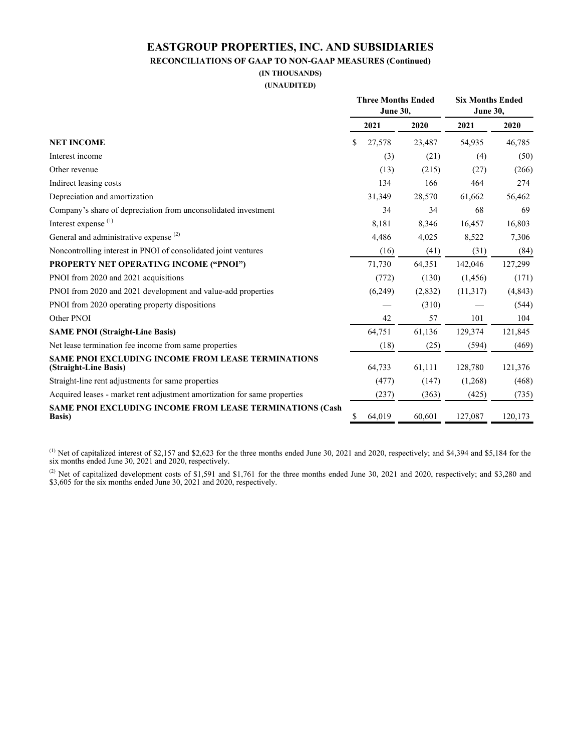# EASTGROUP PROPERTIES, INC. AND SUBSIDIARIES

**RECONCILIATIONS OF GAAP TO NON-GAAP MEASURES (Continued)**

**(IN THOUSANDS)**

**(UNAUDITED)**

| | Three Months Ended June 30, | | Six Months Ended June 30, | |
|---|---|---|---|---|
| | 2021 | 2020 | 2021 | 2020 |
| **NET INCOME** | $ 27,578 | 23,487 | 54,935 | 46,785 |
| Interest income | (3) | (21) | (4) | (50) |
| Other revenue | (13) | (215) | (27) | (266) |
| Indirect leasing costs | 134 | 166 | 464 | 274 |
| Depreciation and amortization | 31,349 | 28,570 | 61,662 | 56,462 |
| Company's share of depreciation from unconsolidated investment | 34 | 34 | 68 | 69 |
| Interest expense [(1)] | 8,181 | 8,346 | 16,457 | 16,803 |
| General and administrative expense [(2)] | 4,486 | 4,025 | 8,522 | 7,306 |
| Noncontrolling interest in PNOI of consolidated joint ventures | (16) | (41) | (31) | (84) |
| **PROPERTY NET OPERATING INCOME ("PNOI")** | 71,730 | 64,351 | 142,046 | 127,299 |
| PNOI from 2020 and 2021 acquisitions | (772) | (130) | (1,456) | (171) |
| PNOI from 2020 and 2021 development and value-add properties | (6,249) | (2,832) | (11,317) | (4,843) |
| PNOI from 2020 operating property dispositions | — | (310) | — | (544) |
| Other PNOI | 42 | 57 | 101 | 104 |
| **SAME PNOI (Straight-Line Basis)** | 64,751 | 61,136 | 129,374 | 121,845 |
| Net lease termination fee income from same properties | (18) | (25) | (594) | (469) |
| **SAME PNOI EXCLUDING INCOME FROM LEASE TERMINATIONS (Straight-Line Basis)** | 64,733 | 61,111 | 128,780 | 121,376 |
| Straight-line rent adjustments for same properties | (477) | (147) | (1,268) | (468) |
| Acquired leases - market rent adjustment amortization for same properties | (237) | (363) | (425) | (735) |
| **SAME PNOI EXCLUDING INCOME FROM LEASE TERMINATIONS (Cash Basis)** | $ 64,019 | 60,601 | 127,087 | 120,173 |

[(1)] Net of capitalized interest of $2,157 and $2,623 for the three months ended June 30, 2021 and 2020, respectively; and $4,394 and $5,184 for the six months ended June 30, 2021 and 2020, respectively.

[(2)] Net of capitalized development costs of $1,591 and $1,761 for the three months ended June 30, 2021 and 2020, respectively; and $3,280 and $3,605 for the six months ended June 30, 2021 and 2020, respectively.